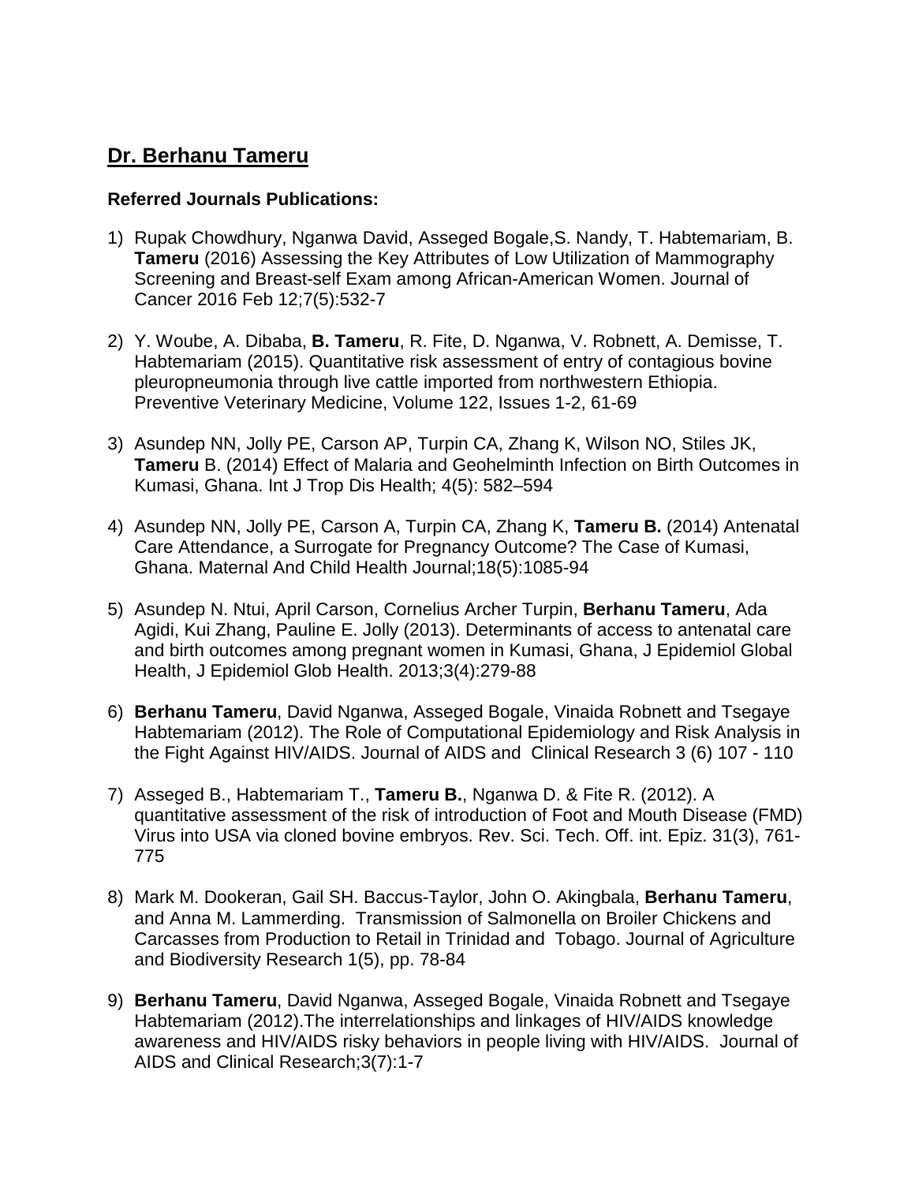## Dr. Berhanu Tameru

**Referred Journals Publications:**

1) Rupak Chowdhury, Nganwa David, Asseged Bogale,S. Nandy, T. Habtemariam, B. **Tameru** (2016) Assessing the Key Attributes of Low Utilization of Mammography Screening and Breast-self Exam among African-American Women. Journal of Cancer 2016 Feb 12;7(5):532-7

2) Y. Woube, A. Dibaba, **B. Tameru**, R. Fite, D. Nganwa, V. Robnett, A. Demisse, T. Habtemariam (2015). Quantitative risk assessment of entry of contagious bovine pleuropneumonia through live cattle imported from northwestern Ethiopia. Preventive Veterinary Medicine, Volume 122, Issues 1-2, 61-69

3) Asundep NN, Jolly PE, Carson AP, Turpin CA, Zhang K, Wilson NO, Stiles JK, **Tameru** B. (2014) Effect of Malaria and Geohelminth Infection on Birth Outcomes in Kumasi, Ghana. Int J Trop Dis Health; 4(5): 582–594

4) Asundep NN, Jolly PE, Carson A, Turpin CA, Zhang K, **Tameru B.** (2014) Antenatal Care Attendance, a Surrogate for Pregnancy Outcome? The Case of Kumasi, Ghana. Maternal And Child Health Journal;18(5):1085-94

5) Asundep N. Ntui, April Carson, Cornelius Archer Turpin, **Berhanu Tameru**, Ada Agidi, Kui Zhang, Pauline E. Jolly (2013). Determinants of access to antenatal care and birth outcomes among pregnant women in Kumasi, Ghana, J Epidemiol Global Health, J Epidemiol Glob Health. 2013;3(4):279-88

6) **Berhanu Tameru**, David Nganwa, Asseged Bogale, Vinaida Robnett and Tsegaye Habtemariam (2012). The Role of Computational Epidemiology and Risk Analysis in the Fight Against HIV/AIDS. Journal of AIDS and Clinical Research 3 (6) 107 - 110

7) Asseged B., Habtemariam T., **Tameru B.**, Nganwa D. & Fite R. (2012). A quantitative assessment of the risk of introduction of Foot and Mouth Disease (FMD) Virus into USA via cloned bovine embryos. Rev. Sci. Tech. Off. int. Epiz. 31(3), 761-775

8) Mark M. Dookeran, Gail SH. Baccus-Taylor, John O. Akingbala, **Berhanu Tameru**, and Anna M. Lammerding. Transmission of Salmonella on Broiler Chickens and Carcasses from Production to Retail in Trinidad and Tobago. Journal of Agriculture and Biodiversity Research 1(5), pp. 78-84

9) **Berhanu Tameru**, David Nganwa, Asseged Bogale, Vinaida Robnett and Tsegaye Habtemariam (2012).The interrelationships and linkages of HIV/AIDS knowledge awareness and HIV/AIDS risky behaviors in people living with HIV/AIDS. Journal of AIDS and Clinical Research;3(7):1-7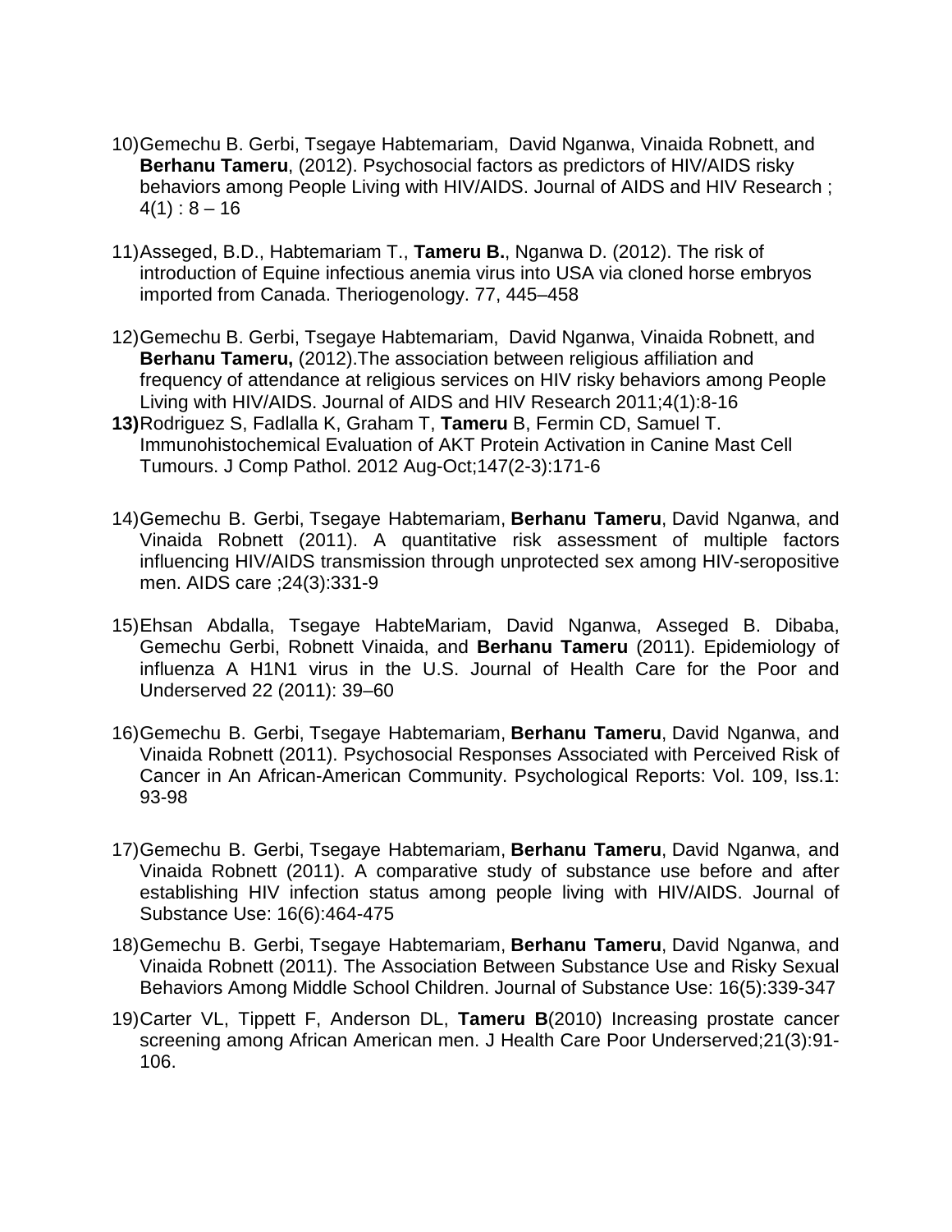10) Gemechu B. Gerbi, Tsegaye Habtemariam, David Nganwa, Vinaida Robnett, and **Berhanu Tameru**, (2012). Psychosocial factors as predictors of HIV/AIDS risky behaviors among People Living with HIV/AIDS. Journal of AIDS and HIV Research ; 4(1) : 8 – 16

11) Asseged, B.D., Habtemariam T., **Tameru B.**, Nganwa D. (2012). The risk of introduction of Equine infectious anemia virus into USA via cloned horse embryos imported from Canada. Theriogenology. 77, 445–458

12) Gemechu B. Gerbi, Tsegaye Habtemariam, David Nganwa, Vinaida Robnett, and **Berhanu Tameru,** (2012).The association between religious affiliation and frequency of attendance at religious services on HIV risky behaviors among People Living with HIV/AIDS. Journal of AIDS and HIV Research 2011;4(1):8-16

**13)** Rodriguez S, Fadlalla K, Graham T, **Tameru** B, Fermin CD, Samuel T. Immunohistochemical Evaluation of AKT Protein Activation in Canine Mast Cell Tumours. J Comp Pathol. 2012 Aug-Oct;147(2-3):171-6

14) Gemechu B. Gerbi, Tsegaye Habtemariam, **Berhanu Tameru**, David Nganwa, and Vinaida Robnett (2011). A quantitative risk assessment of multiple factors influencing HIV/AIDS transmission through unprotected sex among HIV-seropositive men. AIDS care ;24(3):331-9

15) Ehsan Abdalla, Tsegaye HabteMariam, David Nganwa, Asseged B. Dibaba, Gemechu Gerbi, Robnett Vinaida, and **Berhanu Tameru** (2011). Epidemiology of influenza A H1N1 virus in the U.S. Journal of Health Care for the Poor and Underserved 22 (2011): 39–60

16) Gemechu B. Gerbi, Tsegaye Habtemariam, **Berhanu Tameru**, David Nganwa, and Vinaida Robnett (2011). Psychosocial Responses Associated with Perceived Risk of Cancer in An African-American Community. Psychological Reports: Vol. 109, Iss.1: 93-98

17) Gemechu B. Gerbi, Tsegaye Habtemariam, **Berhanu Tameru**, David Nganwa, and Vinaida Robnett (2011). A comparative study of substance use before and after establishing HIV infection status among people living with HIV/AIDS. Journal of Substance Use: 16(6):464-475

18) Gemechu B. Gerbi, Tsegaye Habtemariam, **Berhanu Tameru**, David Nganwa, and Vinaida Robnett (2011). The Association Between Substance Use and Risky Sexual Behaviors Among Middle School Children. Journal of Substance Use: 16(5):339-347

19) Carter VL, Tippett F, Anderson DL, **Tameru B**(2010) Increasing prostate cancer screening among African American men. J Health Care Poor Underserved;21(3):91-106.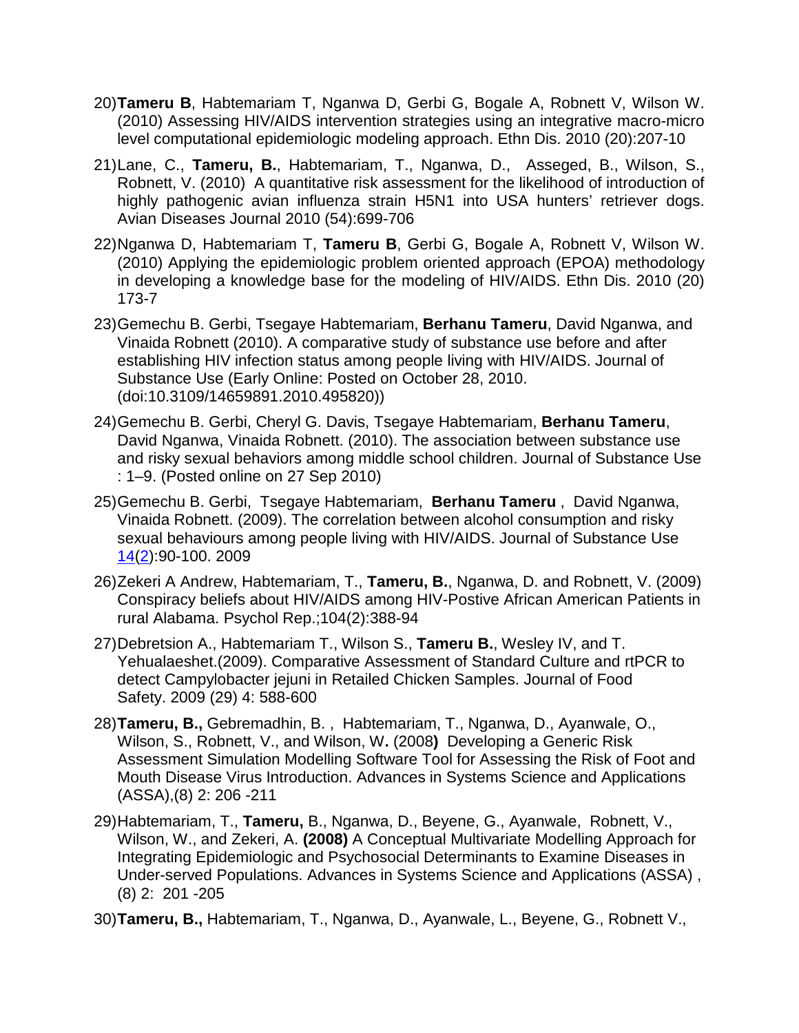20) **Tameru B**, Habtemariam T, Nganwa D, Gerbi G, Bogale A, Robnett V, Wilson W. (2010) Assessing HIV/AIDS intervention strategies using an integrative macro-micro level computational epidemiologic modeling approach. Ethn Dis. 2010 (20):207-10

21) Lane, C., **Tameru, B.**, Habtemariam, T., Nganwa, D., Asseged, B., Wilson, S., Robnett, V. (2010) A quantitative risk assessment for the likelihood of introduction of highly pathogenic avian influenza strain H5N1 into USA hunters' retriever dogs. Avian Diseases Journal 2010 (54):699-706

22) Nganwa D, Habtemariam T, **Tameru B**, Gerbi G, Bogale A, Robnett V, Wilson W. (2010) Applying the epidemiologic problem oriented approach (EPOA) methodology in developing a knowledge base for the modeling of HIV/AIDS. Ethn Dis. 2010 (20) 173-7

23) Gemechu B. Gerbi, Tsegaye Habtemariam, **Berhanu Tameru**, David Nganwa, and Vinaida Robnett (2010). A comparative study of substance use before and after establishing HIV infection status among people living with HIV/AIDS. Journal of Substance Use (Early Online: Posted on October 28, 2010. (doi:10.3109/14659891.2010.495820))

24) Gemechu B. Gerbi, Cheryl G. Davis, Tsegaye Habtemariam, **Berhanu Tameru**, David Nganwa, Vinaida Robnett. (2010). The association between substance use and risky sexual behaviors among middle school children. Journal of Substance Use : 1–9. (Posted online on 27 Sep 2010)

25) Gemechu B. Gerbi, Tsegaye Habtemariam, **Berhanu Tameru** , David Nganwa, Vinaida Robnett. (2009). The correlation between alcohol consumption and risky sexual behaviours among people living with HIV/AIDS. Journal of Substance Use 14(2):90-100. 2009

26) Zekeri A Andrew, Habtemariam, T., **Tameru, B.**, Nganwa, D. and Robnett, V. (2009) Conspiracy beliefs about HIV/AIDS among HIV-Postive African American Patients in rural Alabama. Psychol Rep.;104(2):388-94

27) Debretsion A., Habtemariam T., Wilson S., **Tameru B.**, Wesley IV, and T. Yehualaeshet.(2009). Comparative Assessment of Standard Culture and rtPCR to detect Campylobacter jejuni in Retailed Chicken Samples. Journal of Food Safety. 2009 (29) 4: 588-600

28) **Tameru, B.,** Gebremadhin, B. , Habtemariam, T., Nganwa, D., Ayanwale, O., Wilson, S., Robnett, V., and Wilson, W**.** (2008**)** Developing a Generic Risk Assessment Simulation Modelling Software Tool for Assessing the Risk of Foot and Mouth Disease Virus Introduction. Advances in Systems Science and Applications (ASSA),(8) 2: 206 -211

29) Habtemariam, T., **Tameru,** B., Nganwa, D., Beyene, G., Ayanwale, Robnett, V., Wilson, W., and Zekeri, A. **(2008)** A Conceptual Multivariate Modelling Approach for Integrating Epidemiologic and Psychosocial Determinants to Examine Diseases in Under-served Populations. Advances in Systems Science and Applications (ASSA) , (8) 2: 201 -205

30) **Tameru, B.,** Habtemariam, T., Nganwa, D., Ayanwale, L., Beyene, G., Robnett V.,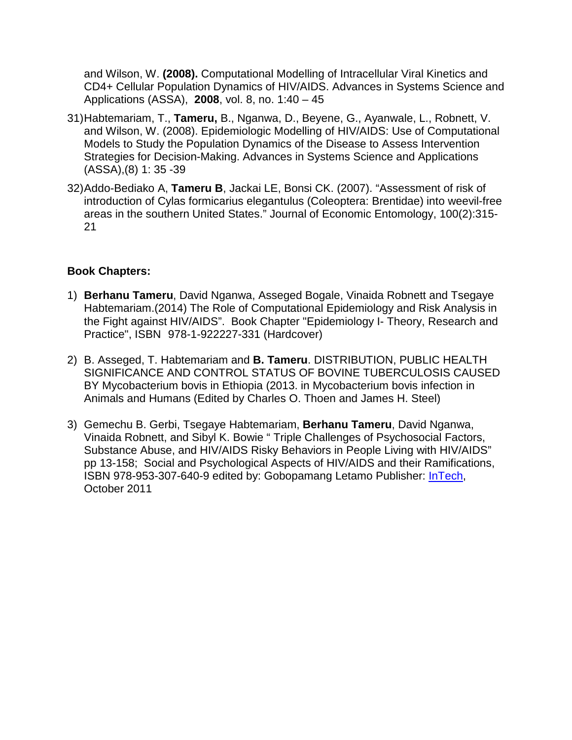and Wilson, W. **(2008).** Computational Modelling of Intracellular Viral Kinetics and CD4+ Cellular Population Dynamics of HIV/AIDS. Advances in Systems Science and Applications (ASSA), **2008**, vol. 8, no. 1:40 – 45

31) Habtemariam, T., **Tameru,** B., Nganwa, D., Beyene, G., Ayanwale, L., Robnett, V. and Wilson, W. (2008). Epidemiologic Modelling of HIV/AIDS: Use of Computational Models to Study the Population Dynamics of the Disease to Assess Intervention Strategies for Decision-Making. Advances in Systems Science and Applications (ASSA),(8) 1: 35 -39

32) Addo-Bediako A, **Tameru B**, Jackai LE, Bonsi CK. (2007). "Assessment of risk of introduction of Cylas formicarius elegantulus (Coleoptera: Brentidae) into weevil-free areas in the southern United States." Journal of Economic Entomology, 100(2):315-21

**Book Chapters:**

1) **Berhanu Tameru**, David Nganwa, Asseged Bogale, Vinaida Robnett and Tsegaye Habtemariam.(2014) The Role of Computational Epidemiology and Risk Analysis in the Fight against HIV/AIDS". Book Chapter "Epidemiology I- Theory, Research and Practice", ISBN 978-1-922227-331 (Hardcover)

2) B. Asseged, T. Habtemariam and **B. Tameru**. DISTRIBUTION, PUBLIC HEALTH SIGNIFICANCE AND CONTROL STATUS OF BOVINE TUBERCULOSIS CAUSED BY Mycobacterium bovis in Ethiopia (2013. in Mycobacterium bovis infection in Animals and Humans (Edited by Charles O. Thoen and James H. Steel)

3) Gemechu B. Gerbi, Tsegaye Habtemariam, **Berhanu Tameru**, David Nganwa, Vinaida Robnett, and Sibyl K. Bowie " Triple Challenges of Psychosocial Factors, Substance Abuse, and HIV/AIDS Risky Behaviors in People Living with HIV/AIDS" pp 13-158; Social and Psychological Aspects of HIV/AIDS and their Ramifications, ISBN 978-953-307-640-9 edited by: Gobopamang Letamo Publisher: InTech, October 2011